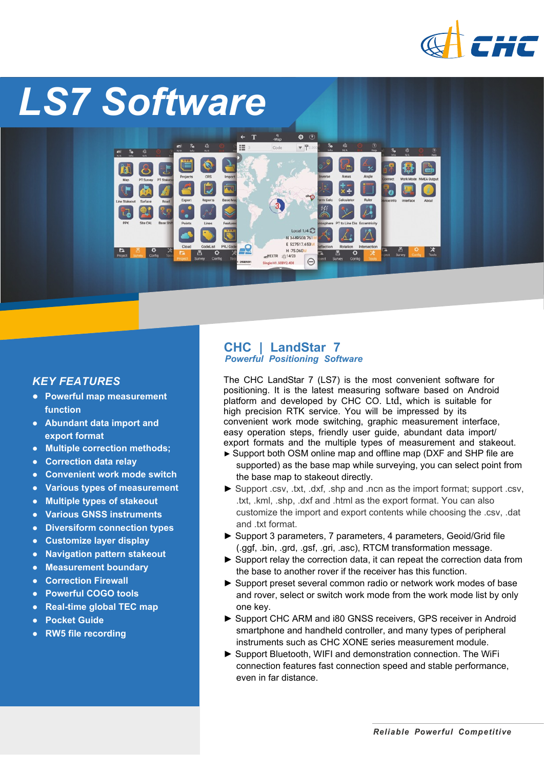# LS7 Software

## KEY FEATURES

- **Powerful map measurement function**
- **Abundant data import and export format**
- **Multiple correction methods;**
- **Correction data relay**
- **Convenient work mode switch**
- **Various types of measurement**
- **Multiple types of stakeout**
- **Various GNSS instruments**
- **Diversiform connection types**
- **Customize layer display**
- **Navigation pattern stakeout**
- **Measurement boundary**
- **Correction Firewall**
- **Powerful COGO tools**
- **Real-time global TEC map**
- **Pocket Guide**
- **RW5 file recording**

## CHC | LandStar 7

***Powerful Positioning Software***

The CHC LandStar 7 (LS7) is the most convenient software for positioning. It is the latest measuring software based on Android platform and developed by CHC CO. Ltd, which is suitable for high precision RTK service. You will be impressed by its convenient work mode switching, graphic measurement interface, easy operation steps, friendly user guide, abundant data import/export formats and the multiple types of measurement and stakeout.

- ► Support both OSM online map and offline map (DXF and SHP file are supported) as the base map while surveying, you can select point from the base map to stakeout directly.
- ► Support .csv, .txt, .dxf, .shp and .ncn as the import format; support .csv, .txt, .kml, .shp, .dxf and .html as the export format. You can also customize the import and export contents while choosing the .csv, .dat and .txt format.
- ► Support 3 parameters, 7 parameters, 4 parameters, Geoid/Grid file (.ggf, .bin, .grd, .gsf, .gri, .asc), RTCM transformation message.
- ► Support relay the correction data, it can repeat the correction data from the base to another rover if the receiver has this function.
- ► Support preset several common radio or network work modes of base and rover, select or switch work mode from the work mode list by only one key.
- ► Support CHC ARM and i80 GNSS receivers, GPS receiver in Android smartphone and handheld controller, and many types of peripheral instruments such as CHC XONE series measurement module.
- ► Support Bluetooth, WIFI and demonstration connection. The WiFi connection features fast connection speed and stable performance, even in far distance.

***Reliable Powerful Competitive***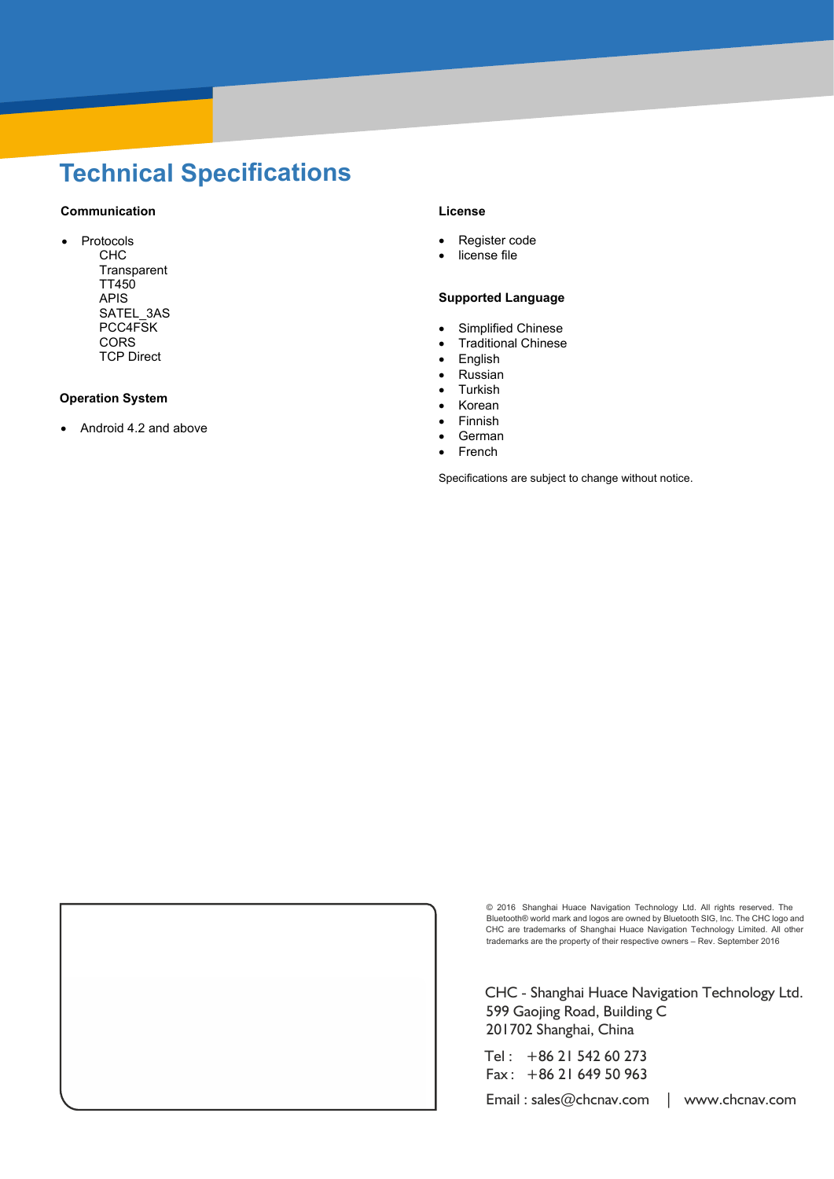# Technical Specifications

**Communication**

- Protocols
  - CHC
  - Transparent
  - TT450
  - APIS
  - SATEL_3AS
  - PCC4FSK
  - CORS
  - TCP Direct

**Operation System**

- Android 4.2 and above

**License**

- Register code
- license file

**Supported Language**

- Simplified Chinese
- Traditional Chinese
- English
- Russian
- Turkish
- Korean
- Finnish
- German
- French

Specifications are subject to change without notice.

© 2016 Shanghai Huace Navigation Technology Ltd. All rights reserved. The Bluetooth® world mark and logos are owned by Bluetooth SIG, Inc. The CHC logo and CHC are trademarks of Shanghai Huace Navigation Technology Limited. All other trademarks are the property of their respective owners – Rev. September 2016

CHC - Shanghai Huace Navigation Technology Ltd.
599 Gaojing Road, Building C
201702 Shanghai, China

Tel : +86 21 542 60 273
Fax : +86 21 649 50 963

Email : sales@chcnav.com | www.chcnav.com